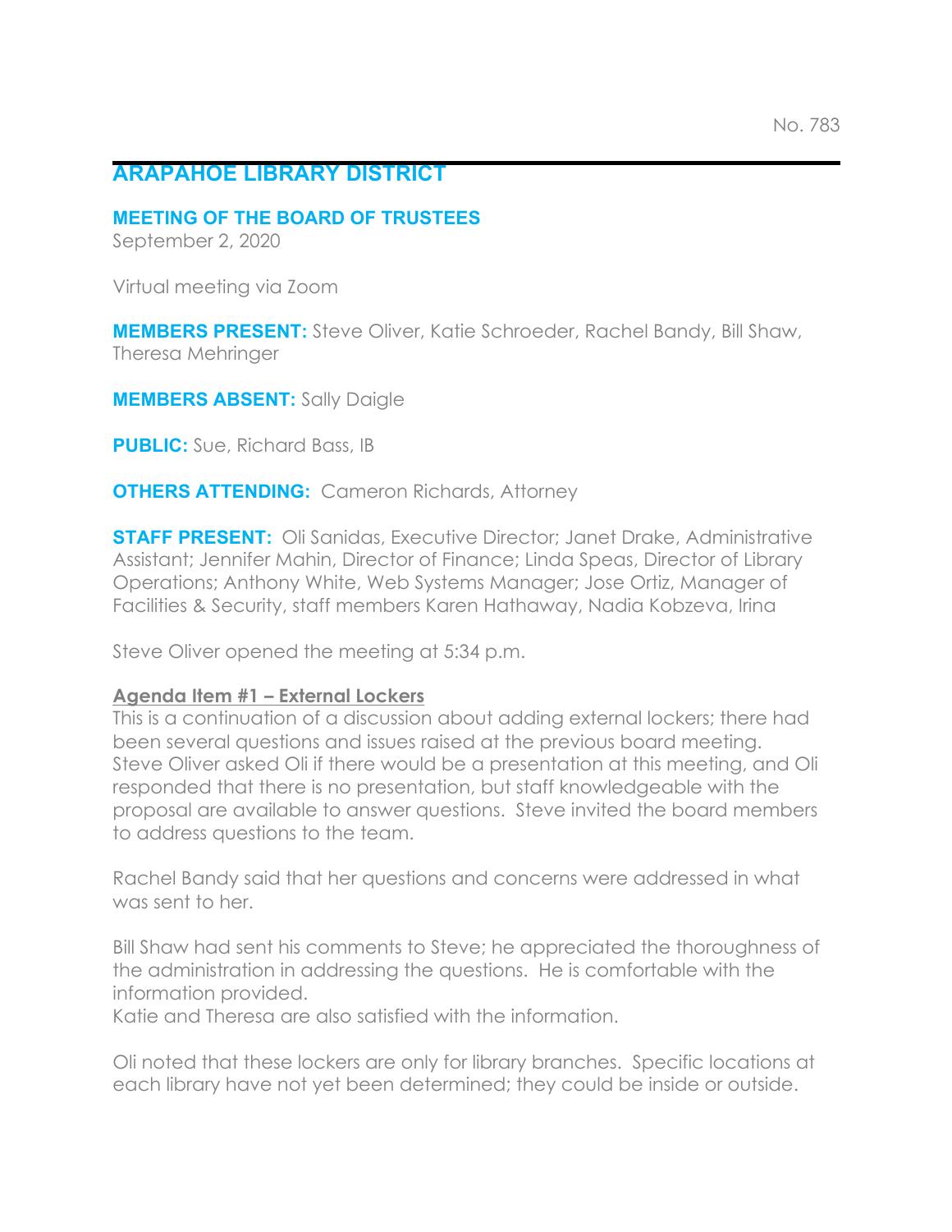No. 783

# ARAPAHOE LIBRARY DISTRICT

## MEETING OF THE BOARD OF TRUSTEES

September 2, 2020

Virtual meeting via Zoom

**MEMBERS PRESENT:** Steve Oliver, Katie Schroeder, Rachel Bandy, Bill Shaw, Theresa Mehringer

**MEMBERS ABSENT:** Sally Daigle

**PUBLIC:** Sue, Richard Bass, IB

**OTHERS ATTENDING:** Cameron Richards, Attorney

**STAFF PRESENT:** Oli Sanidas, Executive Director; Janet Drake, Administrative Assistant; Jennifer Mahin, Director of Finance; Linda Speas, Director of Library Operations; Anthony White, Web Systems Manager; Jose Ortiz, Manager of Facilities & Security, staff members Karen Hathaway, Nadia Kobzeva, Irina

Steve Oliver opened the meeting at 5:34 p.m.

### Agenda Item #1 – External Lockers

This is a continuation of a discussion about adding external lockers; there had been several questions and issues raised at the previous board meeting. Steve Oliver asked Oli if there would be a presentation at this meeting, and Oli responded that there is no presentation, but staff knowledgeable with the proposal are available to answer questions. Steve invited the board members to address questions to the team.

Rachel Bandy said that her questions and concerns were addressed in what was sent to her.

Bill Shaw had sent his comments to Steve; he appreciated the thoroughness of the administration in addressing the questions. He is comfortable with the information provided.
Katie and Theresa are also satisfied with the information.

Oli noted that these lockers are only for library branches. Specific locations at each library have not yet been determined; they could be inside or outside.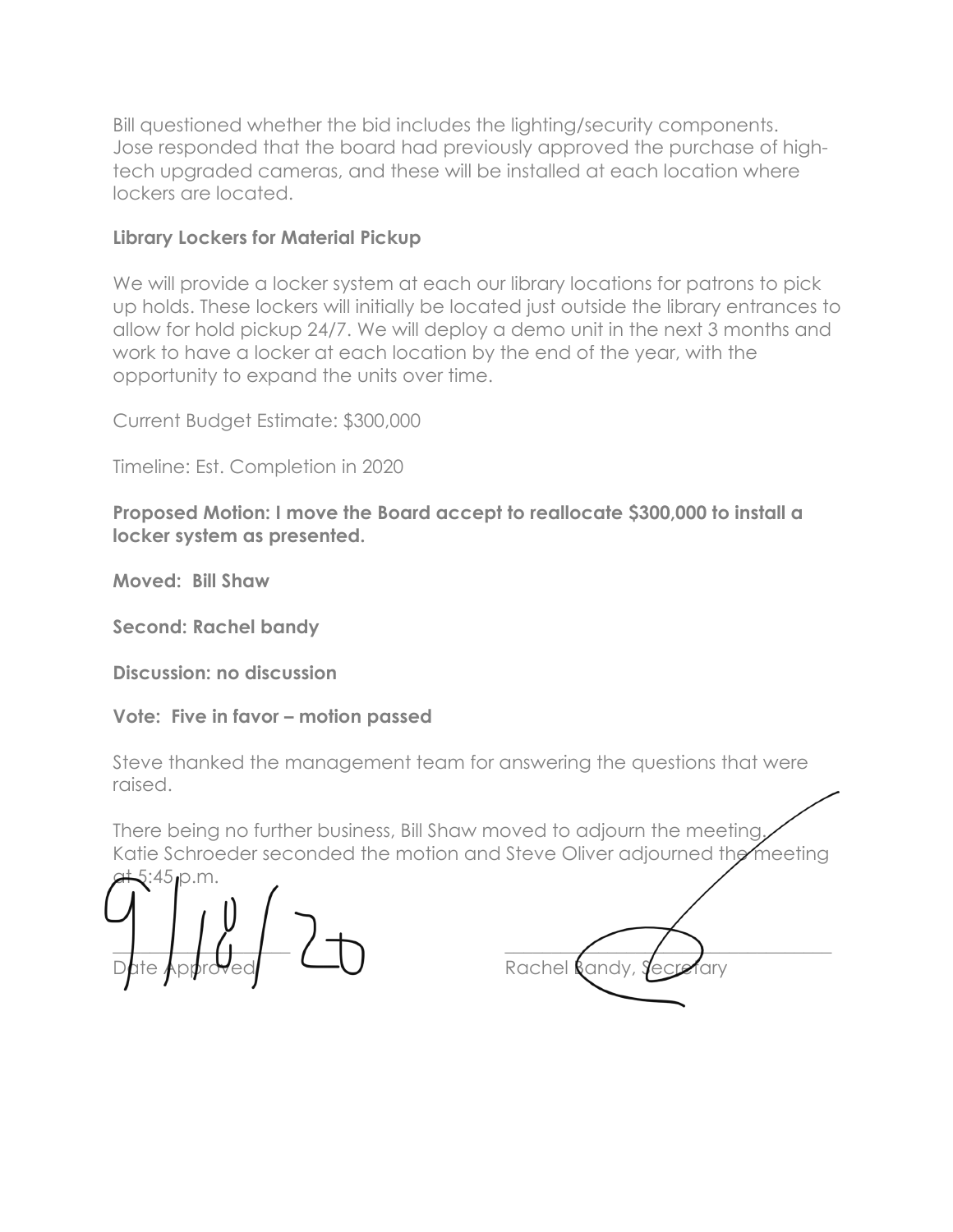Bill questioned whether the bid includes the lighting/security components. Jose responded that the board had previously approved the purchase of high-tech upgraded cameras, and these will be installed at each location where lockers are located.

**Library Lockers for Material Pickup**

We will provide a locker system at each our library locations for patrons to pick up holds. These lockers will initially be located just outside the library entrances to allow for hold pickup 24/7. We will deploy a demo unit in the next 3 months and work to have a locker at each location by the end of the year, with the opportunity to expand the units over time.

Current Budget Estimate: $300,000

Timeline: Est. Completion in 2020

**Proposed Motion: I move the Board accept to reallocate $300,000 to install a locker system as presented.**

**Moved: Bill Shaw**

**Second: Rachel bandy**

**Discussion: no discussion**

**Vote: Five in favor – motion passed**

Steve thanked the management team for answering the questions that were raised.

There being no further business, Bill Shaw moved to adjourn the meeting. Katie Schroeder seconded the motion and Steve Oliver adjourned the meeting at 5:45 p.m.

9/18/20

Date Approved

Rachel Bandy, Secretary